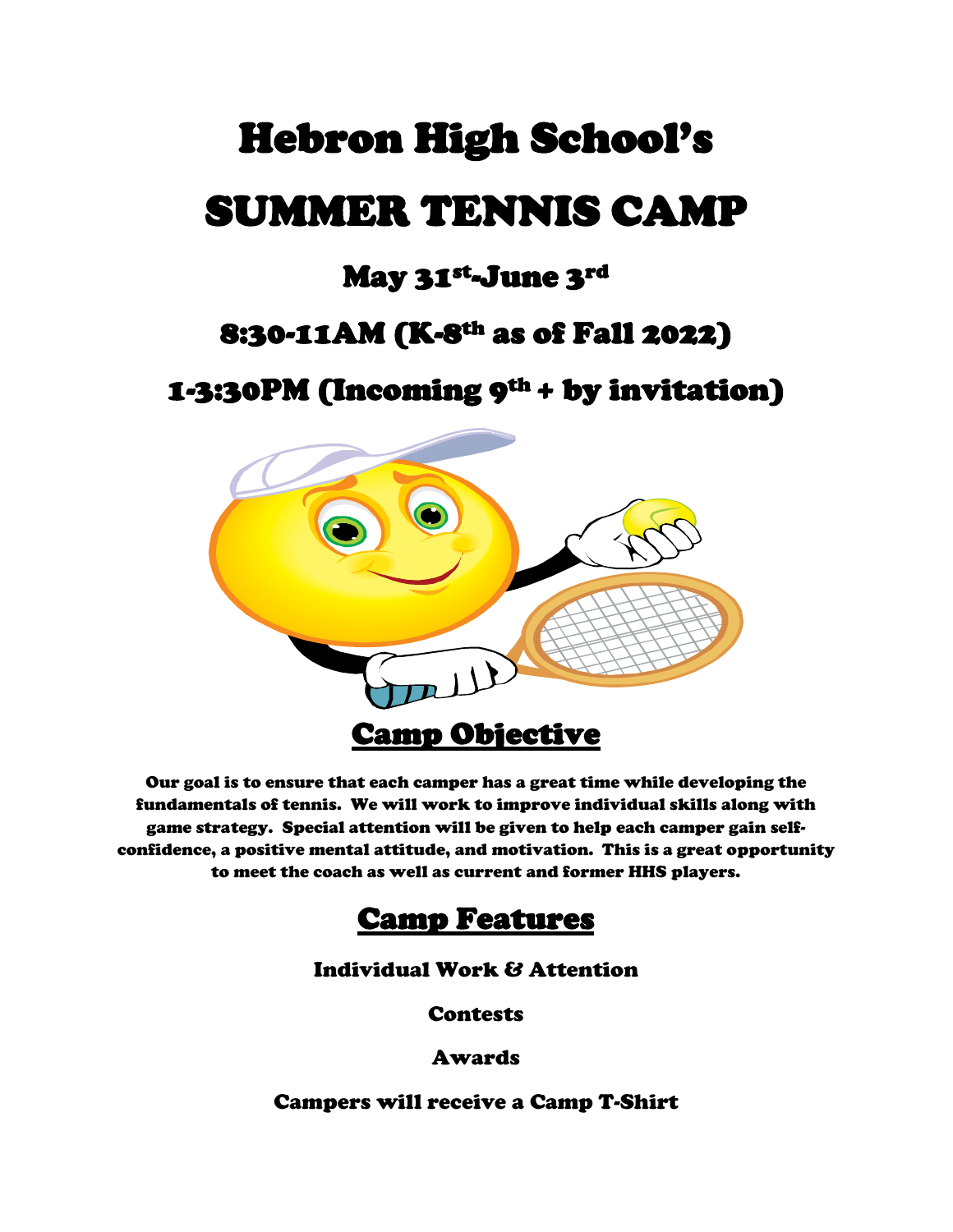# Hebron High School's

# SUMMER TENNIS CAMP

## May 31st-June 3rd

## 8:30-11AM (K-8th as of Fall 2022)

## 1-3:30PM (Incoming 9th + by invitation)

## Camp Objective

**Our goal is to ensure that each camper has a great time while developing the fundamentals of tennis. We will work to improve individual skills along with game strategy. Special attention will be given to help each camper gain self-confidence, a positive mental attitude, and motivation. This is a great opportunity to meet the coach as well as current and former HHS players.**

## Camp Features

**Individual Work & Attention**

**Contests**

**Awards**

**Campers will receive a Camp T-Shirt**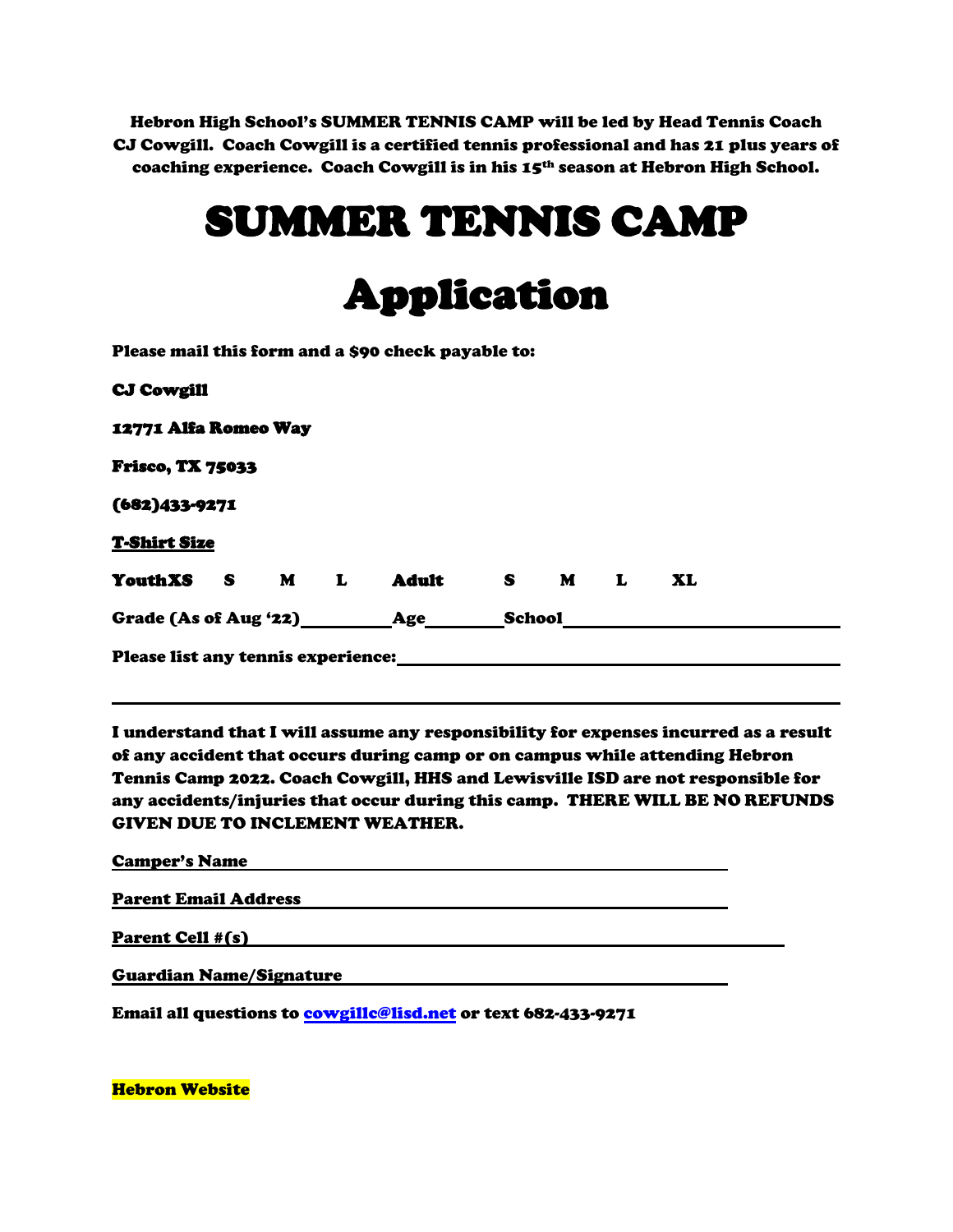**Hebron High School's SUMMER TENNIS CAMP will be led by Head Tennis Coach CJ Cowgill. Coach Cowgill is a certified tennis professional and has 21 plus years of coaching experience. Coach Cowgill is in his 15th season at Hebron High School.**

# SUMMER TENNIS CAMP

# Application

**Please mail this form and a $90 check payable to:**

**CJ Cowgill**

**12771 Alfa Romeo Way**

**Frisco, TX 75033**

**(682)433-9271**

**T-Shirt Size**

**YouthXS S M L Adult S M L XL**

**Grade (As of Aug '22)__________ Age________ School______________________________**

**Please list any tennis experience:__________________________________________**

______________________________________________________________

**I understand that I will assume any responsibility for expenses incurred as a result of any accident that occurs during camp or on campus while attending Hebron Tennis Camp 2022. Coach Cowgill, HHS and Lewisville ISD are not responsible for any accidents/injuries that occur during this camp. THERE WILL BE NO REFUNDS GIVEN DUE TO INCLEMENT WEATHER.**

**Camper's Name** ______________________________________________

**Parent Email Address** ________________________________________

**Parent Cell #(s)** ______________________________________________

**Guardian Name/Signature** ____________________________________

**Email all questions to cowgillc@lisd.net or text 682-433-9271**

**Hebron Website**